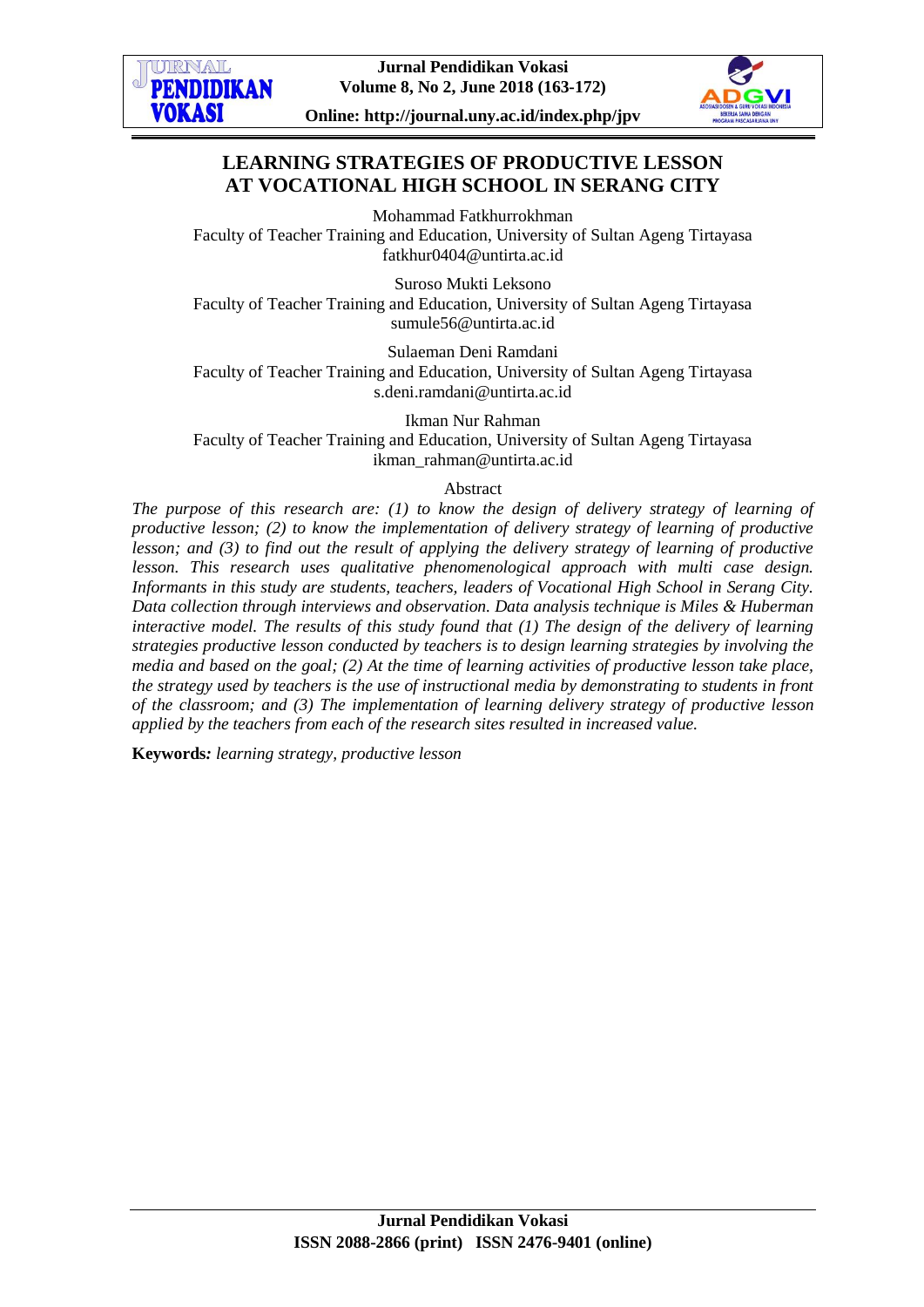# LEARNING STRATEGIES OF PRODUCTIVE LESSON AT VOCATIONAL HIGH SCHOOL IN SERANG CITY

Mohammad Fatkhurrokhman
Faculty of Teacher Training and Education, University of Sultan Ageng Tirtayasa
fatkhur0404@untirta.ac.id

Suroso Mukti Leksono
Faculty of Teacher Training and Education, University of Sultan Ageng Tirtayasa
sumule56@untirta.ac.id

Sulaeman Deni Ramdani
Faculty of Teacher Training and Education, University of Sultan Ageng Tirtayasa
s.deni.ramdani@untirta.ac.id

Ikman Nur Rahman
Faculty of Teacher Training and Education, University of Sultan Ageng Tirtayasa
ikman_rahman@untirta.ac.id

Abstract

*The purpose of this research are: (1) to know the design of delivery strategy of learning of productive lesson; (2) to know the implementation of delivery strategy of learning of productive lesson; and (3) to find out the result of applying the delivery strategy of learning of productive lesson. This research uses qualitative phenomenological approach with multi case design. Informants in this study are students, teachers, leaders of Vocational High School in Serang City. Data collection through interviews and observation. Data analysis technique is Miles & Huberman interactive model. The results of this study found that (1) The design of the delivery of learning strategies productive lesson conducted by teachers is to design learning strategies by involving the media and based on the goal; (2) At the time of learning activities of productive lesson take place, the strategy used by teachers is the use of instructional media by demonstrating to students in front of the classroom; and (3) The implementation of learning delivery strategy of productive lesson applied by the teachers from each of the research sites resulted in increased value.*

**Keywords:** *learning strategy, productive lesson*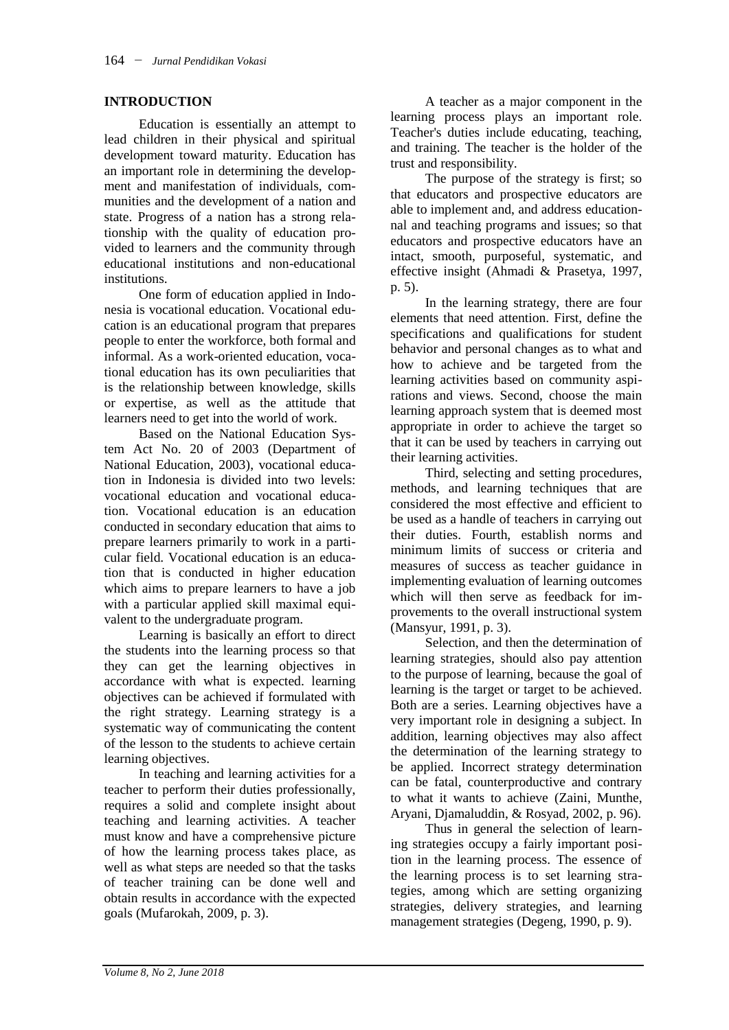## INTRODUCTION

Education is essentially an attempt to lead children in their physical and spiritual development toward maturity. Education has an important role in determining the development and manifestation of individuals, communities and the development of a nation and state. Progress of a nation has a strong relationship with the quality of education provided to learners and the community through educational institutions and non-educational institutions.

One form of education applied in Indonesia is vocational education. Vocational education is an educational program that prepares people to enter the workforce, both formal and informal. As a work-oriented education, vocational education has its own peculiarities that is the relationship between knowledge, skills or expertise, as well as the attitude that learners need to get into the world of work.

Based on the National Education System Act No. 20 of 2003 (Department of National Education, 2003), vocational education in Indonesia is divided into two levels: vocational education and vocational education. Vocational education is an education conducted in secondary education that aims to prepare learners primarily to work in a particular field. Vocational education is an education that is conducted in higher education which aims to prepare learners to have a job with a particular applied skill maximal equivalent to the undergraduate program.

Learning is basically an effort to direct the students into the learning process so that they can get the learning objectives in accordance with what is expected. learning objectives can be achieved if formulated with the right strategy. Learning strategy is a systematic way of communicating the content of the lesson to the students to achieve certain learning objectives.

In teaching and learning activities for a teacher to perform their duties professionally, requires a solid and complete insight about teaching and learning activities. A teacher must know and have a comprehensive picture of how the learning process takes place, as well as what steps are needed so that the tasks of teacher training can be done well and obtain results in accordance with the expected goals (Mufarokah, 2009, p. 3).

A teacher as a major component in the learning process plays an important role. Teacher's duties include educating, teaching, and training. The teacher is the holder of the trust and responsibility.

The purpose of the strategy is first; so that educators and prospective educators are able to implement and, and address educationnal and teaching programs and issues; so that educators and prospective educators have an intact, smooth, purposeful, systematic, and effective insight (Ahmadi & Prasetya, 1997, p. 5).

In the learning strategy, there are four elements that need attention. First, define the specifications and qualifications for student behavior and personal changes as to what and how to achieve and be targeted from the learning activities based on community aspirations and views. Second, choose the main learning approach system that is deemed most appropriate in order to achieve the target so that it can be used by teachers in carrying out their learning activities.

Third, selecting and setting procedures, methods, and learning techniques that are considered the most effective and efficient to be used as a handle of teachers in carrying out their duties. Fourth, establish norms and minimum limits of success or criteria and measures of success as teacher guidance in implementing evaluation of learning outcomes which will then serve as feedback for improvements to the overall instructional system (Mansyur, 1991, p. 3).

Selection, and then the determination of learning strategies, should also pay attention to the purpose of learning, because the goal of learning is the target or target to be achieved. Both are a series. Learning objectives have a very important role in designing a subject. In addition, learning objectives may also affect the determination of the learning strategy to be applied. Incorrect strategy determination can be fatal, counterproductive and contrary to what it wants to achieve (Zaini, Munthe, Aryani, Djamaluddin, & Rosyad, 2002, p. 96).

Thus in general the selection of learning strategies occupy a fairly important position in the learning process. The essence of the learning process is to set learning strategies, among which are setting organizing strategies, delivery strategies, and learning management strategies (Degeng, 1990, p. 9).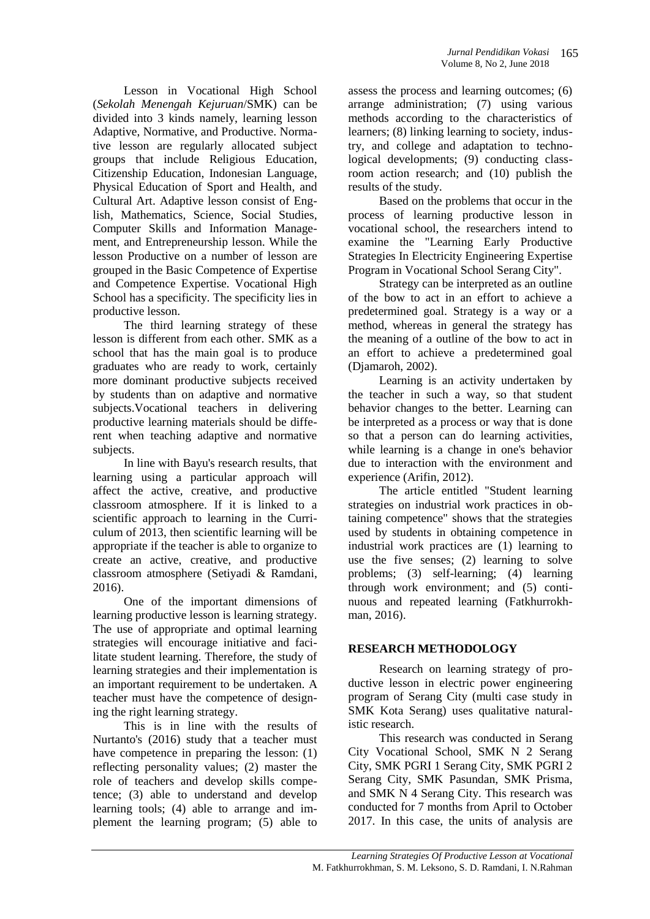Lesson in Vocational High School (*Sekolah Menengah Kejuruan*/SMK) can be divided into 3 kinds namely, learning lesson Adaptive, Normative, and Productive. Normative lesson are regularly allocated subject groups that include Religious Education, Citizenship Education, Indonesian Language, Physical Education of Sport and Health, and Cultural Art. Adaptive lesson consist of English, Mathematics, Science, Social Studies, Computer Skills and Information Management, and Entrepreneurship lesson. While the lesson Productive on a number of lesson are grouped in the Basic Competence of Expertise and Competence Expertise. Vocational High School has a specificity. The specificity lies in productive lesson.

The third learning strategy of these lesson is different from each other. SMK as a school that has the main goal is to produce graduates who are ready to work, certainly more dominant productive subjects received by students than on adaptive and normative subjects.Vocational teachers in delivering productive learning materials should be different when teaching adaptive and normative subjects.

In line with Bayu's research results, that learning using a particular approach will affect the active, creative, and productive classroom atmosphere. If it is linked to a scientific approach to learning in the Curriculum of 2013, then scientific learning will be appropriate if the teacher is able to organize to create an active, creative, and productive classroom atmosphere (Setiyadi & Ramdani, 2016).

One of the important dimensions of learning productive lesson is learning strategy. The use of appropriate and optimal learning strategies will encourage initiative and facilitate student learning. Therefore, the study of learning strategies and their implementation is an important requirement to be undertaken. A teacher must have the competence of designing the right learning strategy.

This is in line with the results of Nurtanto's (2016) study that a teacher must have competence in preparing the lesson: (1) reflecting personality values; (2) master the role of teachers and develop skills competence; (3) able to understand and develop learning tools; (4) able to arrange and implement the learning program; (5) able to assess the process and learning outcomes; (6) arrange administration; (7) using various methods according to the characteristics of learners; (8) linking learning to society, industry, and college and adaptation to technological developments; (9) conducting classroom action research; and (10) publish the results of the study.

Based on the problems that occur in the process of learning productive lesson in vocational school, the researchers intend to examine the "Learning Early Productive Strategies In Electricity Engineering Expertise Program in Vocational School Serang City".

Strategy can be interpreted as an outline of the bow to act in an effort to achieve a predetermined goal. Strategy is a way or a method, whereas in general the strategy has the meaning of a outline of the bow to act in an effort to achieve a predetermined goal (Djamaroh, 2002).

Learning is an activity undertaken by the teacher in such a way, so that student behavior changes to the better. Learning can be interpreted as a process or way that is done so that a person can do learning activities, while learning is a change in one's behavior due to interaction with the environment and experience (Arifin, 2012).

The article entitled "Student learning strategies on industrial work practices in obtaining competence" shows that the strategies used by students in obtaining competence in industrial work practices are (1) learning to use the five senses; (2) learning to solve problems; (3) self-learning; (4) learning through work environment; and (5) continuous and repeated learning (Fatkhurrokhman, 2016).

## RESEARCH METHODOLOGY

Research on learning strategy of productive lesson in electric power engineering program of Serang City (multi case study in SMK Kota Serang) uses qualitative naturalistic research.

This research was conducted in Serang City Vocational School, SMK N 2 Serang City, SMK PGRI 1 Serang City, SMK PGRI 2 Serang City, SMK Pasundan, SMK Prisma, and SMK N 4 Serang City. This research was conducted for 7 months from April to October 2017. In this case, the units of analysis are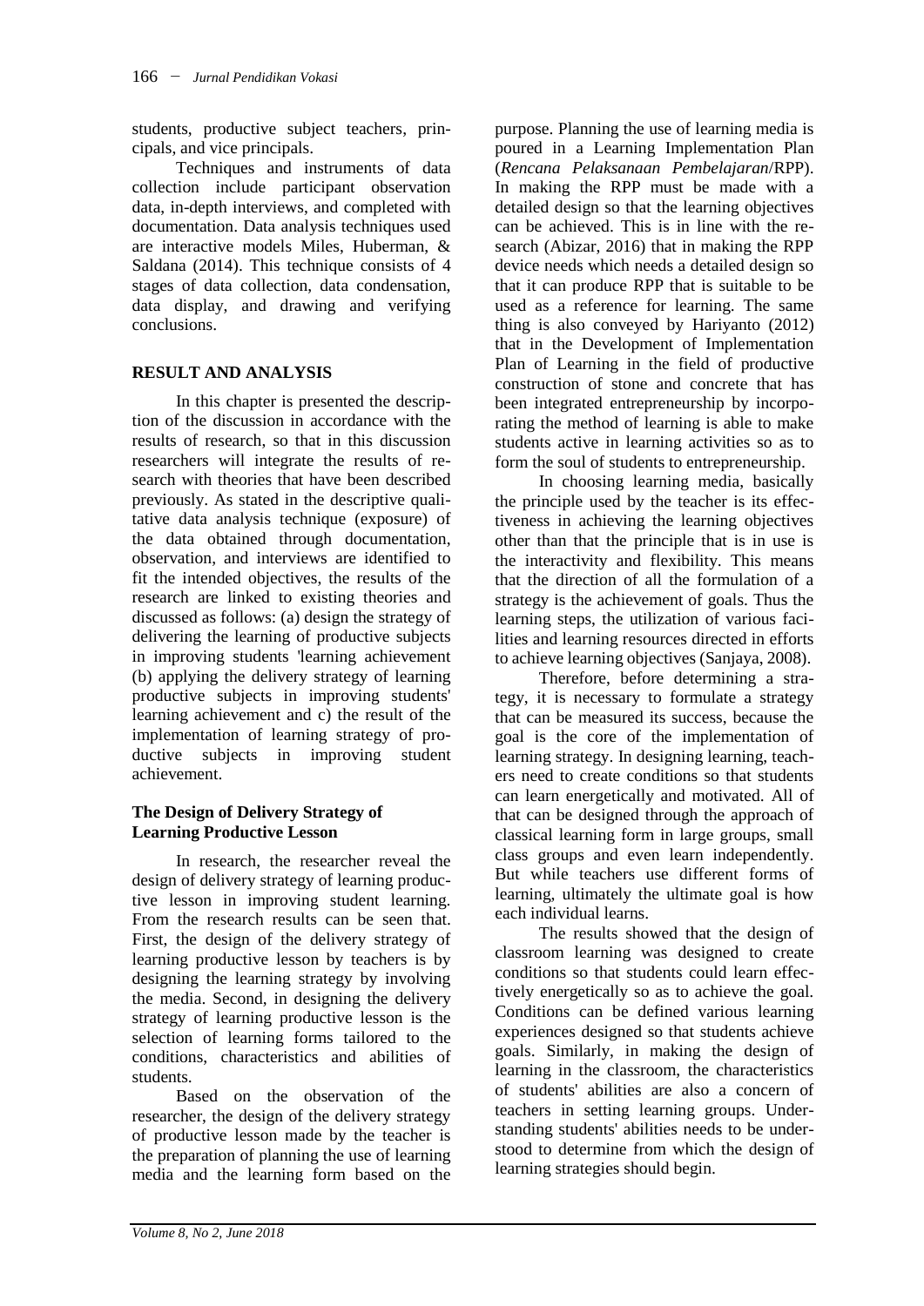students, productive subject teachers, principals, and vice principals.

Techniques and instruments of data collection include participant observation data, in-depth interviews, and completed with documentation. Data analysis techniques used are interactive models Miles, Huberman, & Saldana (2014). This technique consists of 4 stages of data collection, data condensation, data display, and drawing and verifying conclusions.

## RESULT AND ANALYSIS

In this chapter is presented the description of the discussion in accordance with the results of research, so that in this discussion researchers will integrate the results of research with theories that have been described previously. As stated in the descriptive qualitative data analysis technique (exposure) of the data obtained through documentation, observation, and interviews are identified to fit the intended objectives, the results of the research are linked to existing theories and discussed as follows: (a) design the strategy of delivering the learning of productive subjects in improving students 'learning achievement (b) applying the delivery strategy of learning productive subjects in improving students' learning achievement and c) the result of the implementation of learning strategy of productive subjects in improving student achievement.

### The Design of Delivery Strategy of Learning Productive Lesson

In research, the researcher reveal the design of delivery strategy of learning productive lesson in improving student learning. From the research results can be seen that. First, the design of the delivery strategy of learning productive lesson by teachers is by designing the learning strategy by involving the media. Second, in designing the delivery strategy of learning productive lesson is the selection of learning forms tailored to the conditions, characteristics and abilities of students.

Based on the observation of the researcher, the design of the delivery strategy of productive lesson made by the teacher is the preparation of planning the use of learning media and the learning form based on the purpose. Planning the use of learning media is poured in a Learning Implementation Plan (*Rencana Pelaksanaan Pembelajaran*/RPP). In making the RPP must be made with a detailed design so that the learning objectives can be achieved. This is in line with the research (Abizar, 2016) that in making the RPP device needs which needs a detailed design so that it can produce RPP that is suitable to be used as a reference for learning. The same thing is also conveyed by Hariyanto (2012) that in the Development of Implementation Plan of Learning in the field of productive construction of stone and concrete that has been integrated entrepreneurship by incorporating the method of learning is able to make students active in learning activities so as to form the soul of students to entrepreneurship.

In choosing learning media, basically the principle used by the teacher is its effectiveness in achieving the learning objectives other than that the principle that is in use is the interactivity and flexibility. This means that the direction of all the formulation of a strategy is the achievement of goals. Thus the learning steps, the utilization of various facilities and learning resources directed in efforts to achieve learning objectives (Sanjaya, 2008).

Therefore, before determining a strategy, it is necessary to formulate a strategy that can be measured its success, because the goal is the core of the implementation of learning strategy. In designing learning, teachers need to create conditions so that students can learn energetically and motivated. All of that can be designed through the approach of classical learning form in large groups, small class groups and even learn independently. But while teachers use different forms of learning, ultimately the ultimate goal is how each individual learns.

The results showed that the design of classroom learning was designed to create conditions so that students could learn effectively energetically so as to achieve the goal. Conditions can be defined various learning experiences designed so that students achieve goals. Similarly, in making the design of learning in the classroom, the characteristics of students' abilities are also a concern of teachers in setting learning groups. Understanding students' abilities needs to be understood to determine from which the design of learning strategies should begin.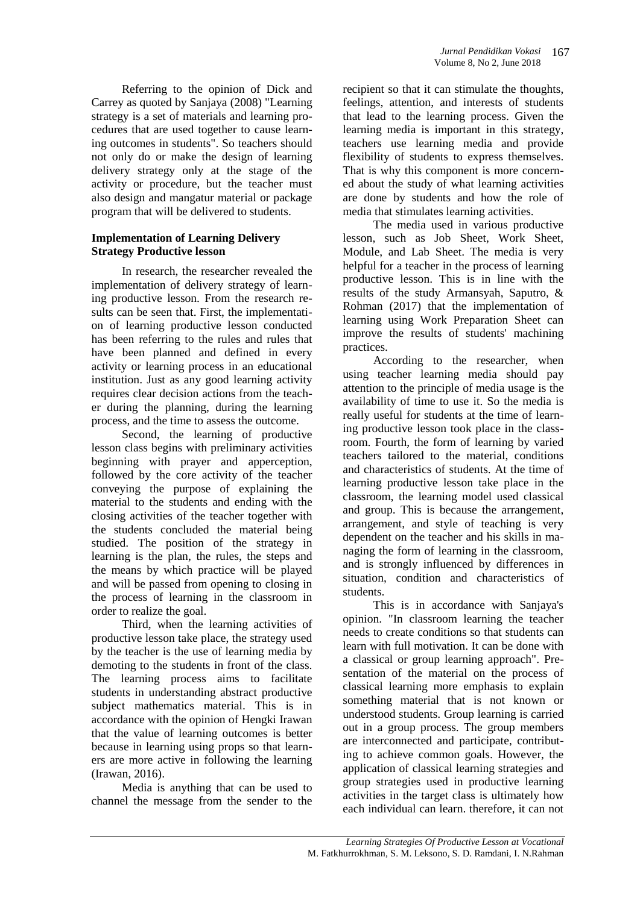Referring to the opinion of Dick and Carrey as quoted by Sanjaya (2008) "Learning strategy is a set of materials and learning procedures that are used together to cause learning outcomes in students". So teachers should not only do or make the design of learning delivery strategy only at the stage of the activity or procedure, but the teacher must also design and mangatur material or package program that will be delivered to students.

**Implementation of Learning Delivery Strategy Productive lesson**

In research, the researcher revealed the implementation of delivery strategy of learning productive lesson. From the research results can be seen that. First, the implementation of learning productive lesson conducted has been referring to the rules and rules that have been planned and defined in every activity or learning process in an educational institution. Just as any good learning activity requires clear decision actions from the teacher during the planning, during the learning process, and the time to assess the outcome.

Second, the learning of productive lesson class begins with preliminary activities beginning with prayer and apperception, followed by the core activity of the teacher conveying the purpose of explaining the material to the students and ending with the closing activities of the teacher together with the students concluded the material being studied. The position of the strategy in learning is the plan, the rules, the steps and the means by which practice will be played and will be passed from opening to closing in the process of learning in the classroom in order to realize the goal.

Third, when the learning activities of productive lesson take place, the strategy used by the teacher is the use of learning media by demoting to the students in front of the class. The learning process aims to facilitate students in understanding abstract productive subject mathematics material. This is in accordance with the opinion of Hengki Irawan that the value of learning outcomes is better because in learning using props so that learners are more active in following the learning (Irawan, 2016).

Media is anything that can be used to channel the message from the sender to the recipient so that it can stimulate the thoughts, feelings, attention, and interests of students that lead to the learning process. Given the learning media is important in this strategy, teachers use learning media and provide flexibility of students to express themselves. That is why this component is more concerned about the study of what learning activities are done by students and how the role of media that stimulates learning activities.

The media used in various productive lesson, such as Job Sheet, Work Sheet, Module, and Lab Sheet. The media is very helpful for a teacher in the process of learning productive lesson. This is in line with the results of the study Armansyah, Saputro, & Rohman (2017) that the implementation of learning using Work Preparation Sheet can improve the results of students' machining practices.

According to the researcher, when using teacher learning media should pay attention to the principle of media usage is the availability of time to use it. So the media is really useful for students at the time of learning productive lesson took place in the classroom. Fourth, the form of learning by varied teachers tailored to the material, conditions and characteristics of students. At the time of learning productive lesson take place in the classroom, the learning model used classical and group. This is because the arrangement, arrangement, and style of teaching is very dependent on the teacher and his skills in managing the form of learning in the classroom, and is strongly influenced by differences in situation, condition and characteristics of students.

This is in accordance with Sanjaya's opinion. "In classroom learning the teacher needs to create conditions so that students can learn with full motivation. It can be done with a classical or group learning approach". Presentation of the material on the process of classical learning more emphasis to explain something material that is not known or understood students. Group learning is carried out in a group process. The group members are interconnected and participate, contributing to achieve common goals. However, the application of classical learning strategies and group strategies used in productive learning activities in the target class is ultimately how each individual can learn. therefore, it can not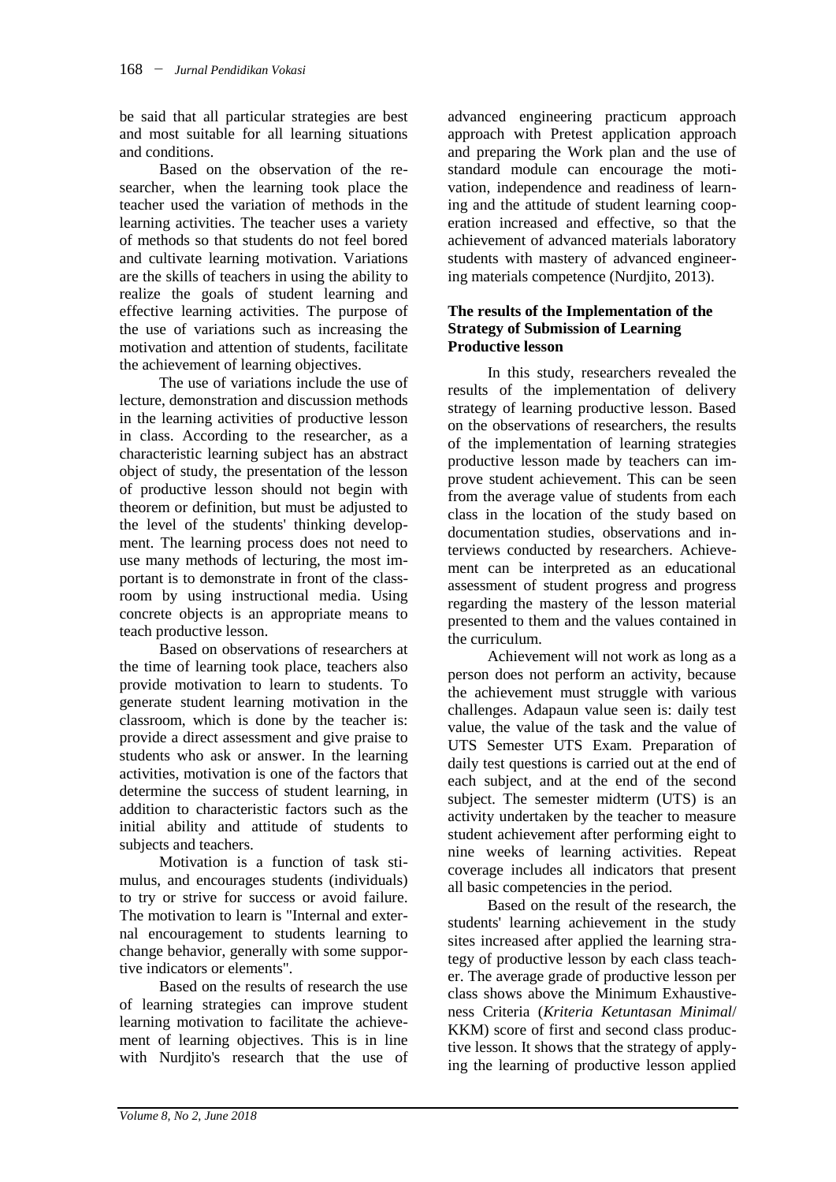be said that all particular strategies are best and most suitable for all learning situations and conditions.

Based on the observation of the researcher, when the learning took place the teacher used the variation of methods in the learning activities. The teacher uses a variety of methods so that students do not feel bored and cultivate learning motivation. Variations are the skills of teachers in using the ability to realize the goals of student learning and effective learning activities. The purpose of the use of variations such as increasing the motivation and attention of students, facilitate the achievement of learning objectives.

The use of variations include the use of lecture, demonstration and discussion methods in the learning activities of productive lesson in class. According to the researcher, as a characteristic learning subject has an abstract object of study, the presentation of the lesson of productive lesson should not begin with theorem or definition, but must be adjusted to the level of the students' thinking development. The learning process does not need to use many methods of lecturing, the most important is to demonstrate in front of the classroom by using instructional media. Using concrete objects is an appropriate means to teach productive lesson.

Based on observations of researchers at the time of learning took place, teachers also provide motivation to learn to students. To generate student learning motivation in the classroom, which is done by the teacher is: provide a direct assessment and give praise to students who ask or answer. In the learning activities, motivation is one of the factors that determine the success of student learning, in addition to characteristic factors such as the initial ability and attitude of students to subjects and teachers.

Motivation is a function of task stimulus, and encourages students (individuals) to try or strive for success or avoid failure. The motivation to learn is "Internal and external encouragement to students learning to change behavior, generally with some supportive indicators or elements".

Based on the results of research the use of learning strategies can improve student learning motivation to facilitate the achievement of learning objectives. This is in line with Nurdjito's research that the use of advanced engineering practicum approach approach with Pretest application approach and preparing the Work plan and the use of standard module can encourage the motivation, independence and readiness of learning and the attitude of student learning cooperation increased and effective, so that the achievement of advanced materials laboratory students with mastery of advanced engineering materials competence (Nurdjito, 2013).

**The results of the Implementation of the Strategy of Submission of Learning Productive lesson**

In this study, researchers revealed the results of the implementation of delivery strategy of learning productive lesson. Based on the observations of researchers, the results of the implementation of learning strategies productive lesson made by teachers can improve student achievement. This can be seen from the average value of students from each class in the location of the study based on documentation studies, observations and interviews conducted by researchers. Achievement can be interpreted as an educational assessment of student progress and progress regarding the mastery of the lesson material presented to them and the values contained in the curriculum.

Achievement will not work as long as a person does not perform an activity, because the achievement must struggle with various challenges. Adapaun value seen is: daily test value, the value of the task and the value of UTS Semester UTS Exam. Preparation of daily test questions is carried out at the end of each subject, and at the end of the second subject. The semester midterm (UTS) is an activity undertaken by the teacher to measure student achievement after performing eight to nine weeks of learning activities. Repeat coverage includes all indicators that present all basic competencies in the period.

Based on the result of the research, the students' learning achievement in the study sites increased after applied the learning strategy of productive lesson by each class teacher. The average grade of productive lesson per class shows above the Minimum Exhaustiveness Criteria (*Kriteria Ketuntasan Minimal*/ KKM) score of first and second class productive lesson. It shows that the strategy of applying the learning of productive lesson applied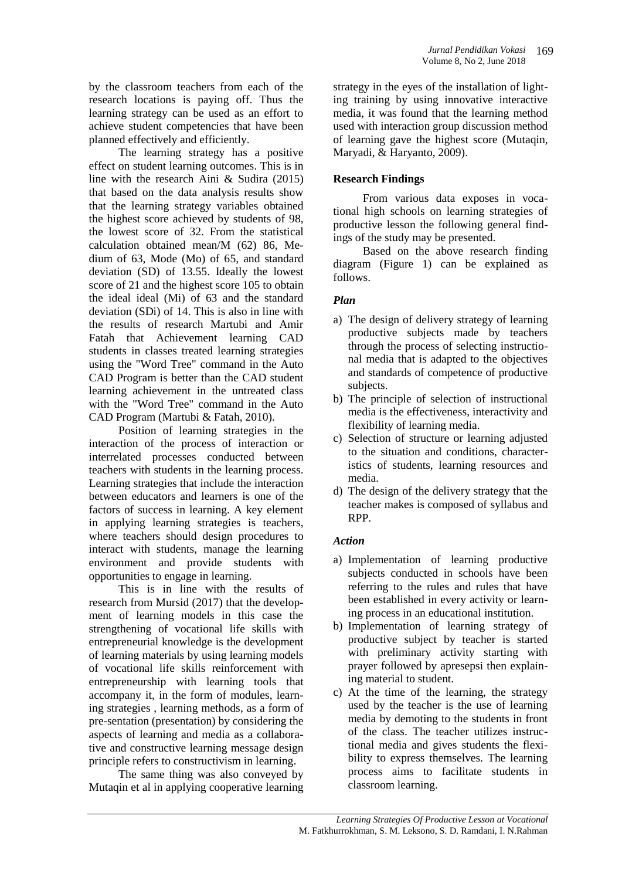by the classroom teachers from each of the research locations is paying off. Thus the learning strategy can be used as an effort to achieve student competencies that have been planned effectively and efficiently.

The learning strategy has a positive effect on student learning outcomes. This is in line with the research Aini & Sudira (2015) that based on the data analysis results show that the learning strategy variables obtained the highest score achieved by students of 98, the lowest score of 32. From the statistical calculation obtained mean/M (62) 86, Medium of 63, Mode (Mo) of 65, and standard deviation (SD) of 13.55. Ideally the lowest score of 21 and the highest score 105 to obtain the ideal ideal (Mi) of 63 and the standard deviation (SDi) of 14. This is also in line with the results of research Martubi and Amir Fatah that Achievement learning CAD students in classes treated learning strategies using the "Word Tree" command in the Auto CAD Program is better than the CAD student learning achievement in the untreated class with the "Word Tree" command in the Auto CAD Program (Martubi & Fatah, 2010).

Position of learning strategies in the interaction of the process of interaction or interrelated processes conducted between teachers with students in the learning process. Learning strategies that include the interaction between educators and learners is one of the factors of success in learning. A key element in applying learning strategies is teachers, where teachers should design procedures to interact with students, manage the learning environment and provide students with opportunities to engage in learning.

This is in line with the results of research from Mursid (2017) that the development of learning models in this case the strengthening of vocational life skills with entrepreneurial knowledge is the development of learning materials by using learning models of vocational life skills reinforcement with entrepreneurship with learning tools that accompany it, in the form of modules, learning strategies , learning methods, as a form of pre-sentation (presentation) by considering the aspects of learning and media as a collaborative and constructive learning message design principle refers to constructivism in learning.

The same thing was also conveyed by Mutaqin et al in applying cooperative learning strategy in the eyes of the installation of lighting training by using innovative interactive media, it was found that the learning method used with interaction group discussion method of learning gave the highest score (Mutaqin, Maryadi, & Haryanto, 2009).

## Research Findings

From various data exposes in vocational high schools on learning strategies of productive lesson the following general findings of the study may be presented.

Based on the above research finding diagram (Figure 1) can be explained as follows.

### *Plan*

a) The design of delivery strategy of learning productive subjects made by teachers through the process of selecting instructional media that is adapted to the objectives and standards of competence of productive subjects.
b) The principle of selection of instructional media is the effectiveness, interactivity and flexibility of learning media.
c) Selection of structure or learning adjusted to the situation and conditions, characteristics of students, learning resources and media.
d) The design of the delivery strategy that the teacher makes is composed of syllabus and RPP.

### *Action*

a) Implementation of learning productive subjects conducted in schools have been referring to the rules and rules that have been established in every activity or learning process in an educational institution.
b) Implementation of learning strategy of productive subject by teacher is started with preliminary activity starting with prayer followed by apresepsi then explaining material to student.
c) At the time of the learning, the strategy used by the teacher is the use of learning media by demoting to the students in front of the class. The teacher utilizes instructional media and gives students the flexibility to express themselves. The learning process aims to facilitate students in classroom learning.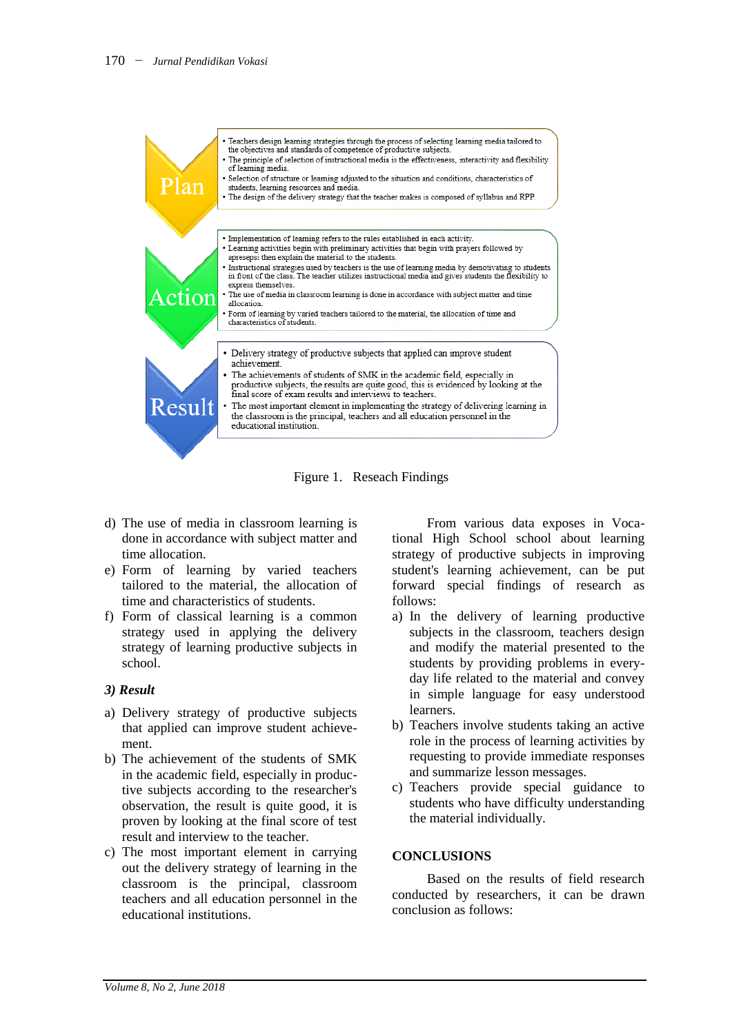Plan

- Teachers design learning strategies through the process of selecting learning media tailored to the objectives and standards of competence of productive subjects.
- The principle of selection of instructional media is the effectiveness, interactivity and flexibility of learning media.
- Selection of structure or learning adjusted to the situation and conditions, characteristics of students, learning resources and media.
- The design of the delivery strategy that the teacher makes is composed of syllabus and RPP.

Action

- Implementation of learning refers to the rules established in each activity.
- Learning activities begin with preliminary activities that begin with prayers followed by apresepsi then explain the material to the students.
- Instructional strategies used by teachers is the use of learning media by demotivating to students in front of the class. The teacher utilizes instructional media and gives students the flexibility to express themselves.
- The use of media in classroom learning is done in accordance with subject matter and time allocation.
- Form of learning by varied teachers tailored to the material, the allocation of time and characteristics of students.

Result

- Delivery strategy of productive subjects that applied can improve student achievement.
- The achievements of students of SMK in the academic field, especially in productive subjects, the results are quite good, this is evidenced by looking at the final score of exam results and interviews to teachers.
- The most important element in implementing the strategy of delivering learning in the classroom is the principal, teachers and all education personnel in the educational institution.

Figure 1. Reseach Findings

d) The use of media in classroom learning is done in accordance with subject matter and time allocation.
e) Form of learning by varied teachers tailored to the material, the allocation of time and characteristics of students.
f) Form of classical learning is a common strategy used in applying the delivery strategy of learning productive subjects in school.

### *3) Result*

a) Delivery strategy of productive subjects that applied can improve student achievement.
b) The achievement of the students of SMK in the academic field, especially in productive subjects according to the researcher's observation, the result is quite good, it is proven by looking at the final score of test result and interview to the teacher.
c) The most important element in carrying out the delivery strategy of learning in the classroom is the principal, classroom teachers and all education personnel in the educational institutions.

From various data exposes in Vocational High School school about learning strategy of productive subjects in improving student's learning achievement, can be put forward special findings of research as follows:

a) In the delivery of learning productive subjects in the classroom, teachers design and modify the material presented to the students by providing problems in everyday life related to the material and convey in simple language for easy understood learners.
b) Teachers involve students taking an active role in the process of learning activities by requesting to provide immediate responses and summarize lesson messages.
c) Teachers provide special guidance to students who have difficulty understanding the material individually.

## CONCLUSIONS

Based on the results of field research conducted by researchers, it can be drawn conclusion as follows: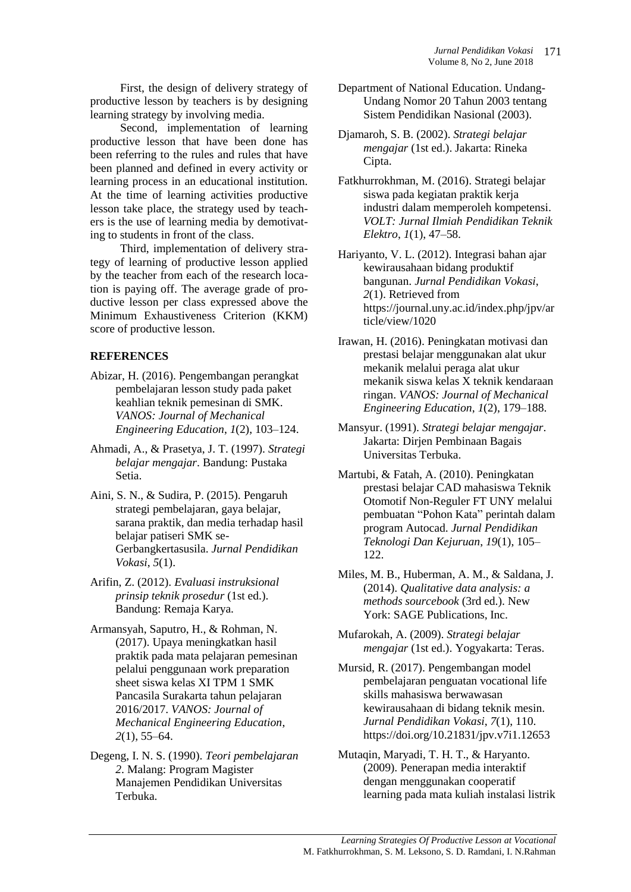First, the design of delivery strategy of productive lesson by teachers is by designing learning strategy by involving media.

Second, implementation of learning productive lesson that have been done has been referring to the rules and rules that have been planned and defined in every activity or learning process in an educational institution. At the time of learning activities productive lesson take place, the strategy used by teachers is the use of learning media by demotivating to students in front of the class.

Third, implementation of delivery strategy of learning of productive lesson applied by the teacher from each of the research location is paying off. The average grade of productive lesson per class expressed above the Minimum Exhaustiveness Criterion (KKM) score of productive lesson.

## REFERENCES

Abizar, H. (2016). Pengembangan perangkat pembelajaran lesson study pada paket keahlian teknik pemesinan di SMK. *VANOS: Journal of Mechanical Engineering Education*, *1*(2), 103–124.

Ahmadi, A., & Prasetya, J. T. (1997). *Strategi belajar mengajar*. Bandung: Pustaka Setia.

Aini, S. N., & Sudira, P. (2015). Pengaruh strategi pembelajaran, gaya belajar, sarana praktik, dan media terhadap hasil belajar patiseri SMK se-Gerbangkertasusila. *Jurnal Pendidikan Vokasi*, *5*(1).

Arifin, Z. (2012). *Evaluasi instruksional prinsip teknik prosedur* (1st ed.). Bandung: Remaja Karya.

Armansyah, Saputro, H., & Rohman, N. (2017). Upaya meningkatkan hasil praktik pada mata pelajaran pemesinan pelalui penggunaan work preparation sheet siswa kelas XI TPM 1 SMK Pancasila Surakarta tahun pelajaran 2016/2017. *VANOS: Journal of Mechanical Engineering Education*, *2*(1), 55–64.

Degeng, I. N. S. (1990). *Teori pembelajaran 2*. Malang: Program Magister Manajemen Pendidikan Universitas Terbuka.

Department of National Education. Undang-Undang Nomor 20 Tahun 2003 tentang Sistem Pendidikan Nasional (2003).

Djamaroh, S. B. (2002). *Strategi belajar mengajar* (1st ed.). Jakarta: Rineka Cipta.

Fatkhurrokhman, M. (2016). Strategi belajar siswa pada kegiatan praktik kerja industri dalam memperoleh kompetensi. *VOLT: Jurnal Ilmiah Pendidikan Teknik Elektro*, *1*(1), 47–58.

Hariyanto, V. L. (2012). Integrasi bahan ajar kewirausahaan bidang produktif bangunan. *Jurnal Pendidikan Vokasi*, *2*(1). Retrieved from https://journal.uny.ac.id/index.php/jpv/article/view/1020

Irawan, H. (2016). Peningkatan motivasi dan prestasi belajar menggunakan alat ukur mekanik melalui peraga alat ukur mekanik siswa kelas X teknik kendaraan ringan. *VANOS: Journal of Mechanical Engineering Education*, *1*(2), 179–188.

Mansyur. (1991). *Strategi belajar mengajar*. Jakarta: Dirjen Pembinaan Bagais Universitas Terbuka.

Martubi, & Fatah, A. (2010). Peningkatan prestasi belajar CAD mahasiswa Teknik Otomotif Non-Reguler FT UNY melalui pembuatan "Pohon Kata" perintah dalam program Autocad. *Jurnal Pendidikan Teknologi Dan Kejuruan*, *19*(1), 105–122.

Miles, M. B., Huberman, A. M., & Saldana, J. (2014). *Qualitative data analysis: a methods sourcebook* (3rd ed.). New York: SAGE Publications, Inc.

Mufarokah, A. (2009). *Strategi belajar mengajar* (1st ed.). Yogyakarta: Teras.

Mursid, R. (2017). Pengembangan model pembelajaran penguatan vocational life skills mahasiswa berwawasan kewirausahaan di bidang teknik mesin. *Jurnal Pendidikan Vokasi*, *7*(1), 110. https://doi.org/10.21831/jpv.v7i1.12653

Mutaqin, Maryadi, T. H. T., & Haryanto. (2009). Penerapan media interaktif dengan menggunakan cooperatif learning pada mata kuliah instalasi listrik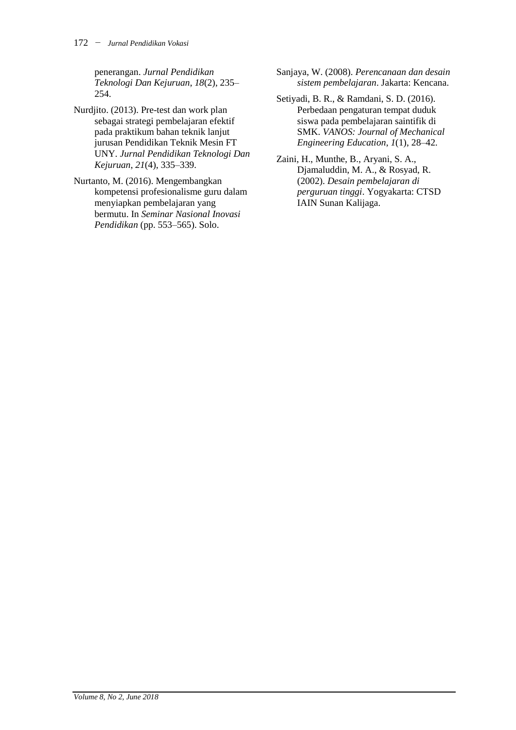penerangan. *Jurnal Pendidikan Teknologi Dan Kejuruan*, *18*(2), 235–254.

Nurdjito. (2013). Pre-test dan work plan sebagai strategi pembelajaran efektif pada praktikum bahan teknik lanjut jurusan Pendidikan Teknik Mesin FT UNY. *Jurnal Pendidikan Teknologi Dan Kejuruan*, *21*(4), 335–339.

Nurtanto, M. (2016). Mengembangkan kompetensi profesionalisme guru dalam menyiapkan pembelajaran yang bermutu. In *Seminar Nasional Inovasi Pendidikan* (pp. 553–565). Solo.

Sanjaya, W. (2008). *Perencanaan dan desain sistem pembelajaran*. Jakarta: Kencana.

Setiyadi, B. R., & Ramdani, S. D. (2016). Perbedaan pengaturan tempat duduk siswa pada pembelajaran saintifik di SMK. *VANOS: Journal of Mechanical Engineering Education*, *1*(1), 28–42.

Zaini, H., Munthe, B., Aryani, S. A., Djamaluddin, M. A., & Rosyad, R. (2002). *Desain pembelajaran di perguruan tinggi*. Yogyakarta: CTSD IAIN Sunan Kalijaga.